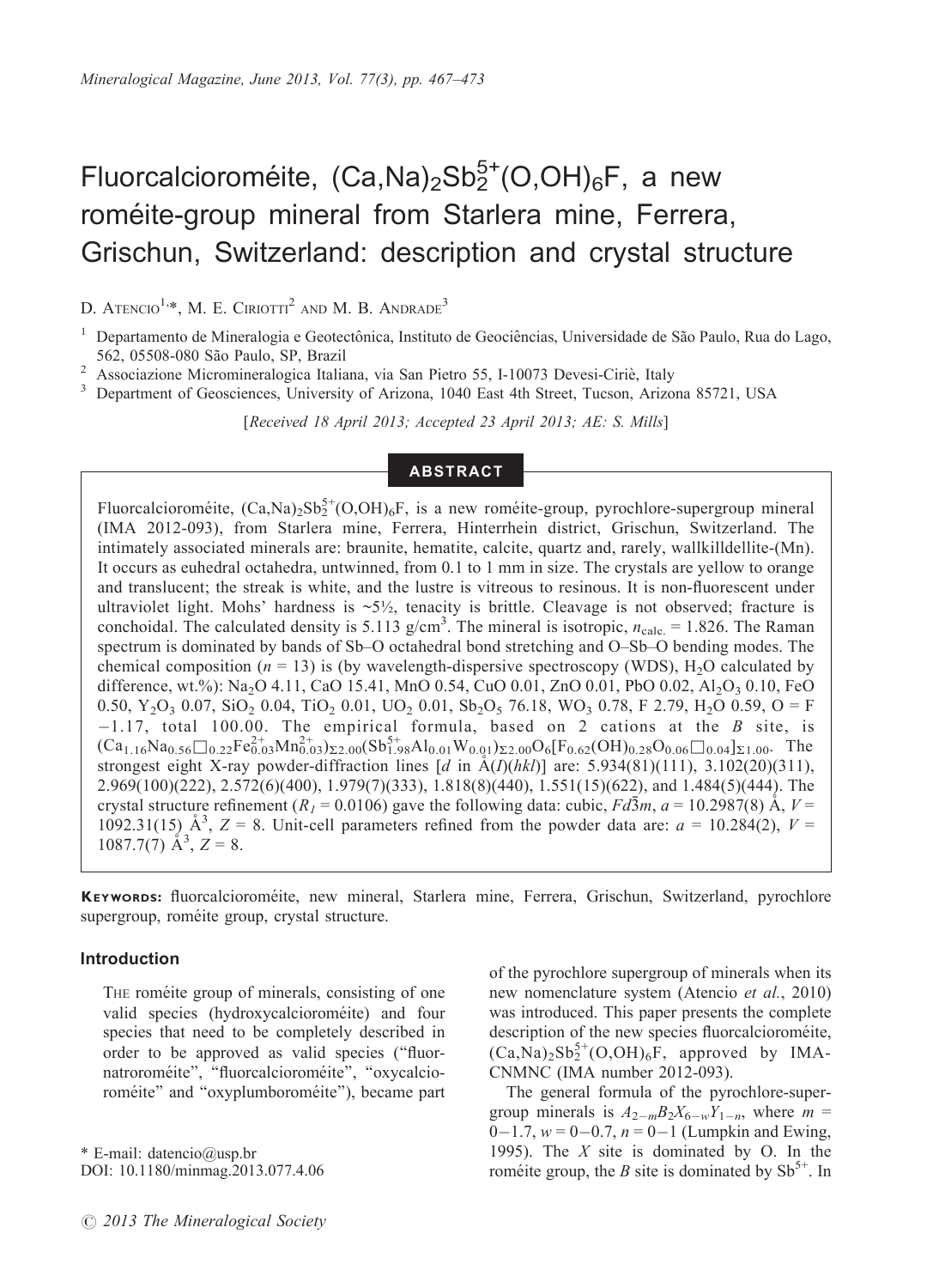# Fluorcalcioroméite, $(Ca,Na)_2Sb^{5+}_2(O,OH)_6F$, a new roméite-group mineral from Starlera mine, Ferrera, Grischun, Switzerland: description and crystal structure

D. Atencio[1,*], M. E. Ciriotti[2] and M. B. Andrade[3]

[1] Departamento de Mineralogia e Geotectônica, Instituto de Geociências, Universidade de São Paulo, Rua do Lago, 562, 05508-080 São Paulo, SP, Brazil

[2] Associazione Micromineralogica Italiana, via San Pietro 55, I-10073 Devesi-Ciriè, Italy

[3] Department of Geosciences, University of Arizona, 1040 East 4th Street, Tucson, Arizona 85721, USA

*[Received 18 April 2013; Accepted 23 April 2013; AE: S. Mills]*

## ABSTRACT

Fluorcalcioroméite, $(Ca,Na)_2Sb^{5+}_2(O,OH)_6F$, is a new roméite-group, pyrochlore-supergroup mineral (IMA 2012-093), from Starlera mine, Ferrera, Hinterrhein district, Grischun, Switzerland. The intimately associated minerals are: braunite, hematite, calcite, quartz and, rarely, wallkilldellite-(Mn). It occurs as euhedral octahedra, untwinned, from 0.1 to 1 mm in size. The crystals are yellow to orange and translucent; the streak is white, and the lustre is vitreous to resinous. It is non-fluorescent under ultraviolet light. Mohs' hardness is ~5½, tenacity is brittle. Cleavage is not observed; fracture is conchoidal. The calculated density is 5.113 g/cm$^3$. The mineral is isotropic, $n_{calc.}$ = 1.826. The Raman spectrum is dominated by bands of Sb–O octahedral bond stretching and O–Sb–O bending modes. The chemical composition ($n$ = 13) is (by wavelength-dispersive spectroscopy (WDS), $H_2O$ calculated by difference, wt.%): $Na_2O$ 4.11, CaO 15.41, MnO 0.54, CuO 0.01, ZnO 0.01, PbO 0.02, $Al_2O_3$ 0.10, FeO 0.50, $Y_2O_3$ 0.07, $SiO_2$ 0.04, $TiO_2$ 0.01, $UO_2$ 0.01, $Sb_2O_5$ 76.18, $WO_3$ 0.78, F 2.79, $H_2O$ 0.59, O = F −1.17, total 100.00. The empirical formula, based on 2 cations at the $B$ site, is $(Ca_{1.16}Na_{0.56}\square_{0.22}Fe^{2+}_{0.03}Mn^{2+}_{0.03})_{\Sigma 2.00}(Sb^{5+}_{1.98}Al_{0.01}W_{0.01})_{\Sigma 2.00}O_6[F_{0.62}(OH)_{0.28}O_{0.06}\square_{0.04}]_{\Sigma 1.00}$. The strongest eight X-ray powder-diffraction lines [$d$ in Å($I$)($hkl$)] are: 5.934(81)(111), 3.102(20)(311), 2.969(100)(222), 2.572(6)(400), 1.979(7)(333), 1.818(8)(440), 1.551(15)(622), and 1.484(5)(444). The crystal structure refinement ($R_1$ = 0.0106) gave the following data: cubic, $Fd\bar{3}m$, $a$ = 10.2987(8) Å, $V$ = 1092.31(15) Å$^3$, $Z$ = 8. Unit-cell parameters refined from the powder data are: $a$ = 10.284(2), $V$ = 1087.7(7) Å$^3$, $Z$ = 8.

**Keywords:** fluorcalcioroméite, new mineral, Starlera mine, Ferrera, Grischun, Switzerland, pyrochlore supergroup, roméite group, crystal structure.

## Introduction

The roméite group of minerals, consisting of one valid species (hydroxycalcioroméite) and four species that need to be completely described in order to be approved as valid species ("fluornatroroméite", "fluorcalcioroméite", "oxycalcioroméite" and "oxyplumboroméite"), became part of the pyrochlore supergroup of minerals when its new nomenclature system (Atencio *et al.*, 2010) was introduced. This paper presents the complete description of the new species fluorcalcioroméite, $(Ca,Na)_2Sb^{5+}_2(O,OH)_6F$, approved by IMA-CNMNC (IMA number 2012-093).

The general formula of the pyrochlore-supergroup minerals is $A_{2-m}B_2X_{6-w}Y_{1-n}$, where $m$ = 0−1.7, $w$ = 0−0.7, $n$ = 0−1 (Lumpkin and Ewing, 1995). The $X$ site is dominated by O. In the roméite group, the $B$ site is dominated by $Sb^{5+}$. In

\* E-mail: datencio@usp.br

DOI: 10.1180/minmag.2013.077.4.06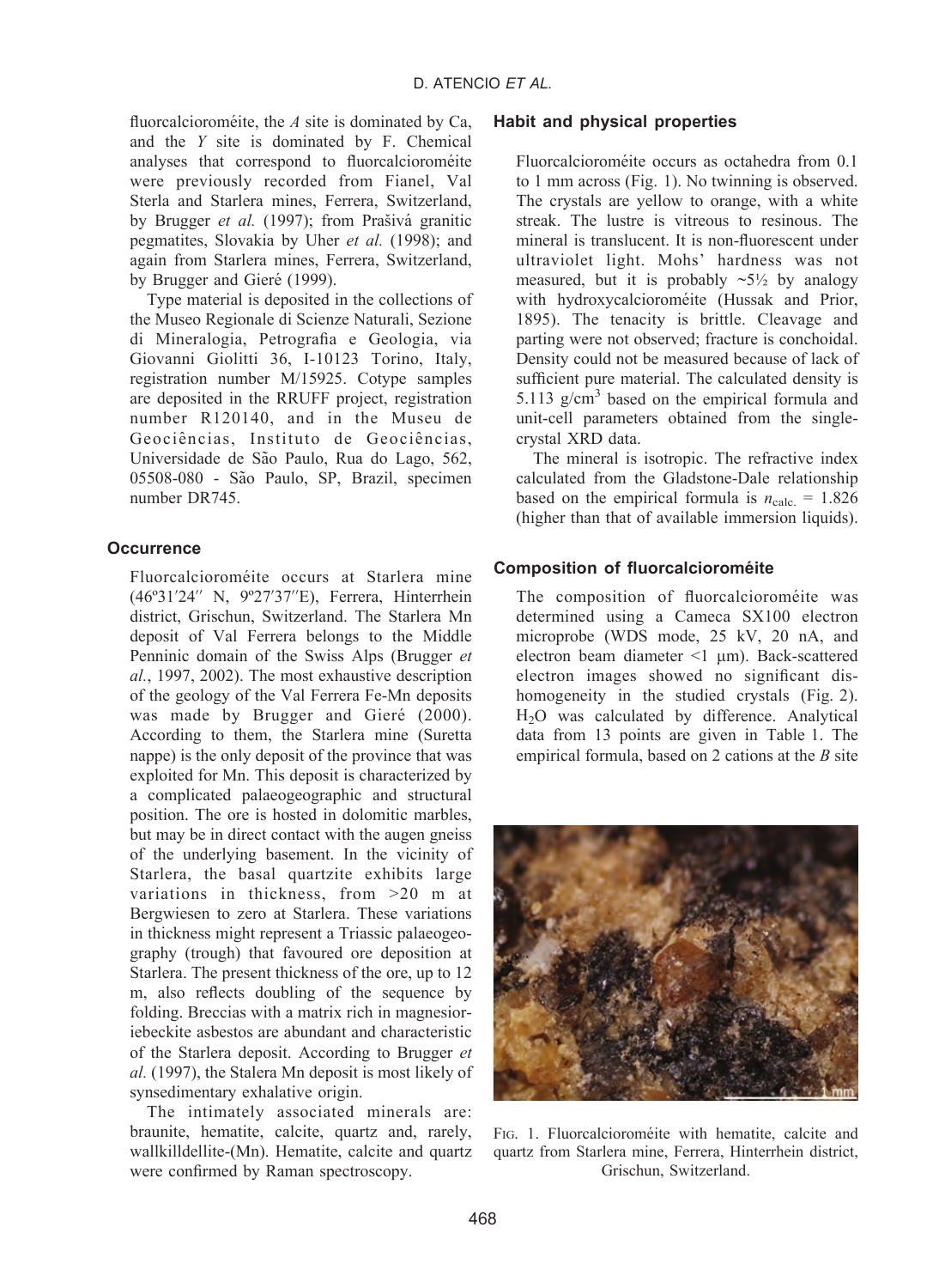fluorcalcioroméite, the *A* site is dominated by Ca, and the *Y* site is dominated by F. Chemical analyses that correspond to fluorcalcioroméite were previously recorded from Fianel, Val Sterla and Starlera mines, Ferrera, Switzerland, by Brugger *et al.* (1997); from Prašivá granitic pegmatites, Slovakia by Uher *et al.* (1998); and again from Starlera mines, Ferrera, Switzerland, by Brugger and Gieré (1999).

Type material is deposited in the collections of the Museo Regionale di Scienze Naturali, Sezione di Mineralogia, Petrografia e Geologia, via Giovanni Giolitti 36, I-10123 Torino, Italy, registration number M/15925. Cotype samples are deposited in the RRUFF project, registration number R120140, and in the Museu de Geociências, Instituto de Geociências, Universidade de São Paulo, Rua do Lago, 562, 05508-080 - São Paulo, SP, Brazil, specimen number DR745.

## Occurrence

Fluorcalcioroméite occurs at Starlera mine (46º31′24″ N, 9º27′37″E), Ferrera, Hinterrhein district, Grischun, Switzerland. The Starlera Mn deposit of Val Ferrera belongs to the Middle Penninic domain of the Swiss Alps (Brugger *et al.*, 1997, 2002). The most exhaustive description of the geology of the Val Ferrera Fe-Mn deposits was made by Brugger and Gieré (2000). According to them, the Starlera mine (Suretta nappe) is the only deposit of the province that was exploited for Mn. This deposit is characterized by a complicated palaeogeographic and structural position. The ore is hosted in dolomitic marbles, but may be in direct contact with the augen gneiss of the underlying basement. In the vicinity of Starlera, the basal quartzite exhibits large variations in thickness, from >20 m at Bergwiesen to zero at Starlera. These variations in thickness might represent a Triassic palaeogeography (trough) that favoured ore deposition at Starlera. The present thickness of the ore, up to 12 m, also reflects doubling of the sequence by folding. Breccias with a matrix rich in magnesioriebeckite asbestos are abundant and characteristic of the Starlera deposit. According to Brugger *et al.* (1997), the Stalera Mn deposit is most likely of synsedimentary exhalative origin.

The intimately associated minerals are: braunite, hematite, calcite, quartz and, rarely, wallkilldellite-(Mn). Hematite, calcite and quartz were confirmed by Raman spectroscopy.

## Habit and physical properties

Fluorcalcioroméite occurs as octahedra from 0.1 to 1 mm across (Fig. 1). No twinning is observed. The crystals are yellow to orange, with a white streak. The lustre is vitreous to resinous. The mineral is translucent. It is non-fluorescent under ultraviolet light. Mohs' hardness was not measured, but it is probably ~5½ by analogy with hydroxycalcioroméite (Hussak and Prior, 1895). The tenacity is brittle. Cleavage and parting were not observed; fracture is conchoidal. Density could not be measured because of lack of sufficient pure material. The calculated density is 5.113 g/cm$^3$ based on the empirical formula and unit-cell parameters obtained from the single-crystal XRD data.

The mineral is isotropic. The refractive index calculated from the Gladstone-Dale relationship based on the empirical formula is $n_{calc.}$ = 1.826 (higher than that of available immersion liquids).

## Composition of fluorcalcioroméite

The composition of fluorcalcioroméite was determined using a Cameca SX100 electron microprobe (WDS mode, 25 kV, 20 nA, and electron beam diameter <1 μm). Back-scattered electron images showed no significant dis-homogeneity in the studied crystals (Fig. 2). $H_2O$ was calculated by difference. Analytical data from 13 points are given in Table 1. The empirical formula, based on 2 cations at the *B* site

FIG. 1. Fluorcalcioroméite with hematite, calcite and quartz from Starlera mine, Ferrera, Hinterrhein district, Grischun, Switzerland.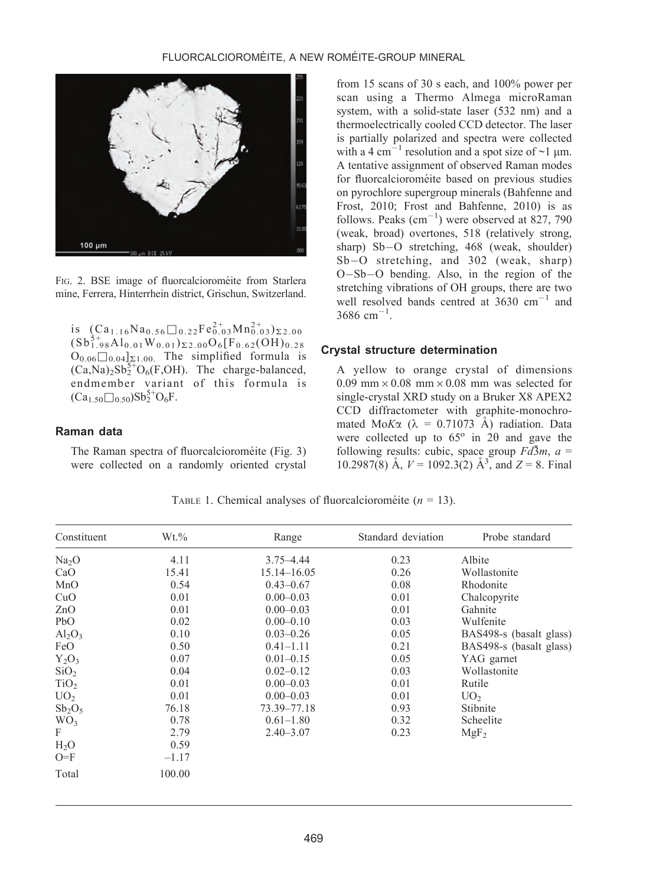FIG. 2. BSE image of fluorcalcioroméite from Starlera mine, Ferrera, Hinterrhein district, Grischun, Switzerland.

is $(Ca_{1.16}Na_{0.56}\square_{0.22}Fe^{2+}_{0.03}Mn^{2+}_{0.03})_{\Sigma 2.00}$ $(Sb^{5+}_{1.98}Al_{0.01}W_{0.01})_{\Sigma 2.00}O_6[F_{0.62}(OH)_{0.28}O_{0.06}\square_{0.04}]_{\Sigma 1.00}$. The simplified formula is $(Ca,Na)_2Sb^{5+}_2O_6(F,OH)$. The charge-balanced, endmember variant of this formula is $(Ca_{1.50}\square_{0.50})Sb^{5+}_2O_6F$.

## Raman data

The Raman spectra of fluorcalcioroméite (Fig. 3) were collected on a randomly oriented crystal from 15 scans of 30 s each, and 100% power per scan using a Thermo Almega microRaman system, with a solid-state laser (532 nm) and a thermoelectrically cooled CCD detector. The laser is partially polarized and spectra were collected with a 4 $cm^{-1}$ resolution and a spot size of ~1 μm. A tentative assignment of observed Raman modes for fluorcalcioroméite based on previous studies on pyrochlore supergroup minerals (Bahfenne and Frost, 2010; Frost and Bahfenne, 2010) is as follows. Peaks ($cm^{-1}$) were observed at 827, 790 (weak, broad) overtones, 518 (relatively strong, sharp) Sb–O stretching, 468 (weak, shoulder) Sb–O stretching, and 302 (weak, sharp) O–Sb–O bending. Also, in the region of the stretching vibrations of OH groups, there are two well resolved bands centred at 3630 $cm^{-1}$ and 3686 $cm^{-1}$.

## Crystal structure determination

A yellow to orange crystal of dimensions 0.09 mm × 0.08 mm × 0.08 mm was selected for single-crystal XRD study on a Bruker X8 APEX2 CCD diffractometer with graphite-monochromated Mo$K\alpha$ ($\lambda$ = 0.71073 Å) radiation. Data were collected up to 65° in 2θ and gave the following results: cubic, space group $Fd\bar{3}m$, $a$ = 10.2987(8) Å, $V$ = 1092.3(2) Å$^3$, and $Z$ = 8. Final

TABLE 1. Chemical analyses of fluorcalcioroméite ($n$ = 13).

| Constituent | Wt.% | Range | Standard deviation | Probe standard |
|---|---|---|---|---|
| $Na_2O$ | 4.11 | 3.75–4.44 | 0.23 | Albite |
| CaO | 15.41 | 15.14–16.05 | 0.26 | Wollastonite |
| MnO | 0.54 | 0.43–0.67 | 0.08 | Rhodonite |
| CuO | 0.01 | 0.00–0.03 | 0.01 | Chalcopyrite |
| ZnO | 0.01 | 0.00–0.03 | 0.01 | Gahnite |
| PbO | 0.02 | 0.00–0.10 | 0.03 | Wulfenite |
| $Al_2O_3$ | 0.10 | 0.03–0.26 | 0.05 | BAS498-s (basalt glass) |
| FeO | 0.50 | 0.41–1.11 | 0.21 | BAS498-s (basalt glass) |
| $Y_2O_3$ | 0.07 | 0.01–0.15 | 0.05 | YAG garnet |
| $SiO_2$ | 0.04 | 0.02–0.12 | 0.03 | Wollastonite |
| $TiO_2$ | 0.01 | 0.00–0.03 | 0.01 | Rutile |
| $UO_2$ | 0.01 | 0.00–0.03 | 0.01 | $UO_2$ |
| $Sb_2O_5$ | 76.18 | 73.39–77.18 | 0.93 | Stibnite |
| $WO_3$ | 0.78 | 0.61–1.80 | 0.32 | Scheelite |
| F | 2.79 | 2.40–3.07 | 0.23 | $MgF_2$ |
| $H_2O$ | 0.59 | | | |
| O=F | –1.17 | | | |
| Total | 100.00 | | | |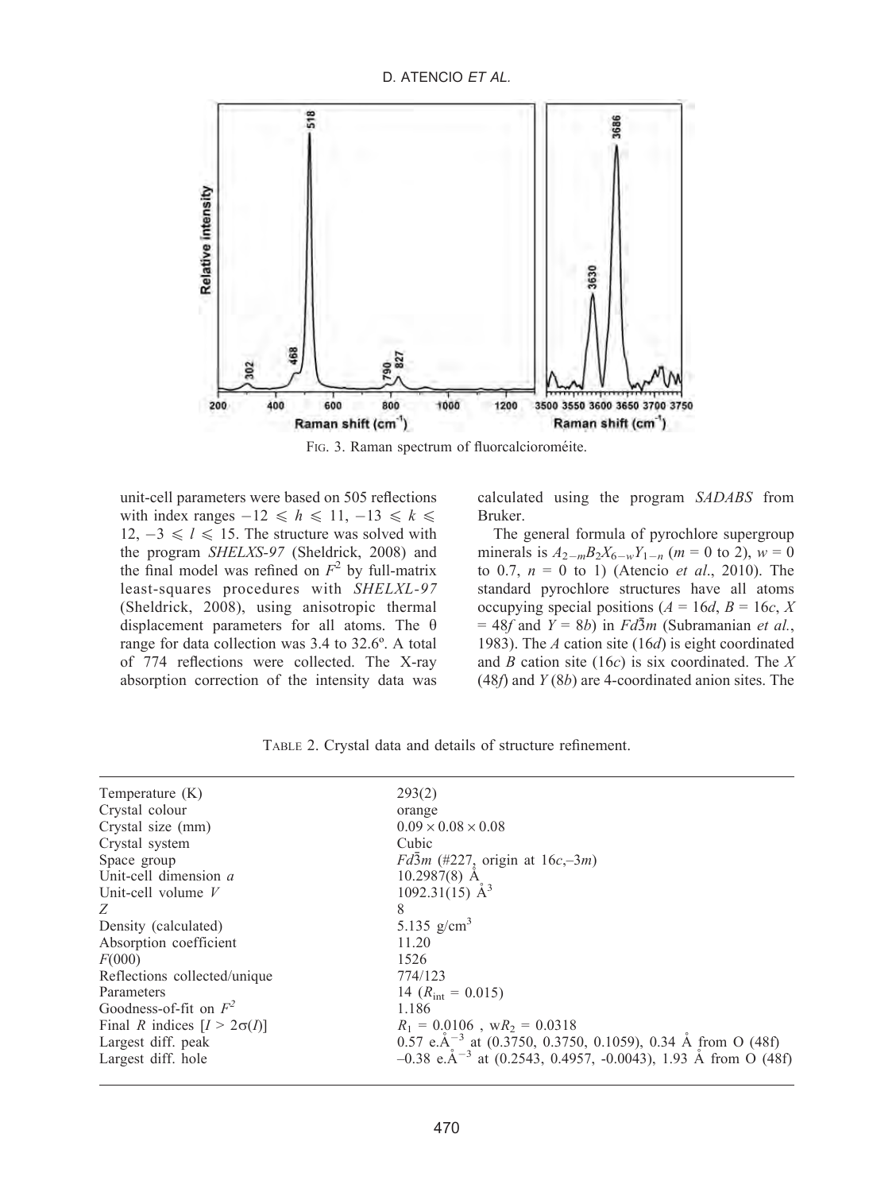FIG. 3. Raman spectrum of fluorcalcioroméite.

unit-cell parameters were based on 505 reflections with index ranges $-12 \leqslant h \leqslant 11$, $-13 \leqslant k \leqslant 12$, $-3 \leqslant l \leqslant 15$. The structure was solved with the program *SHELXS-97* (Sheldrick, 2008) and the final model was refined on $F^2$ by full-matrix least-squares procedures with *SHELXL-97* (Sheldrick, 2008), using anisotropic thermal displacement parameters for all atoms. The θ range for data collection was 3.4 to 32.6º. A total of 774 reflections were collected. The X-ray absorption correction of the intensity data was calculated using the program *SADABS* from Bruker.

The general formula of pyrochlore supergroup minerals is $A_{2-m}B_2X_{6-w}Y_{1-n}$ ($m$ = 0 to 2), $w$ = 0 to 0.7, $n$ = 0 to 1) (Atencio *et al*., 2010). The standard pyrochlore structures have all atoms occupying special positions ($A$ = 16$d$, $B$ = 16$c$, $X$ = 48$f$ and $Y$ = 8$b$) in $Fd\bar{3}m$ (Subramanian *et al.*, 1983). The $A$ cation site (16$d$) is eight coordinated and $B$ cation site (16$c$) is six coordinated. The $X$ (48$f$) and $Y$ (8$b$) are 4-coordinated anion sites. The

TABLE 2. Crystal data and details of structure refinement.

| | |
|---|---|
| Temperature (K) | 293(2) |
| Crystal colour | orange |
| Crystal size (mm) | 0.09 × 0.08 × 0.08 |
| Crystal system | Cubic |
| Space group | $Fd\bar{3}m$ (#227, origin at 16$c$,–3$m$) |
| Unit-cell dimension $a$ | 10.2987(8) Å |
| Unit-cell volume $V$ | 1092.31(15) Å$^3$ |
| $Z$ | 8 |
| Density (calculated) | 5.135 g/cm$^3$ |
| Absorption coefficient | 11.20 |
| $F$(000) | 1526 |
| Reflections collected/unique | 774/123 |
| Parameters | 14 ($R_{int}$ = 0.015) |
| Goodness-of-fit on $F^2$ | 1.186 |
| Final $R$ indices [$I > 2\sigma(I)$] | $R_1$ = 0.0106 , w$R_2$ = 0.0318 |
| Largest diff. peak | 0.57 e.Å$^{-3}$ at (0.3750, 0.3750, 0.1059), 0.34 Å from O (48f) |
| Largest diff. hole | –0.38 e.Å$^{-3}$ at (0.2543, 0.4957, -0.0043), 1.93 Å from O (48f) |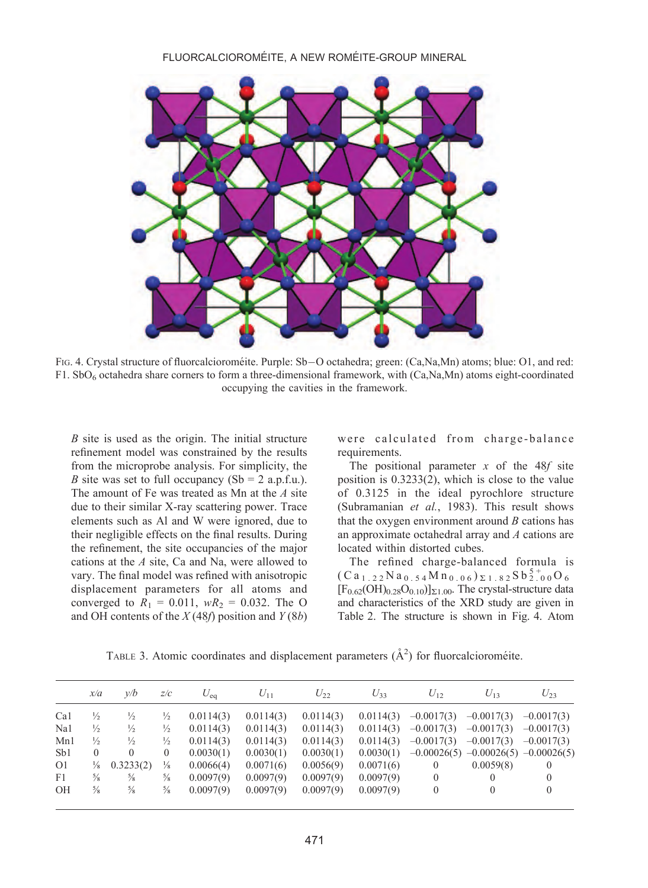FIG. 4. Crystal structure of fluorcalcioroméite. Purple: Sb–O octahedra; green: (Ca,Na,Mn) atoms; blue: O1, and red: F1. $SbO_6$ octahedra share corners to form a three-dimensional framework, with (Ca,Na,Mn) atoms eight-coordinated occupying the cavities in the framework.

*B* site is used as the origin. The initial structure refinement model was constrained by the results from the microprobe analysis. For simplicity, the *B* site was set to full occupancy (Sb = 2 a.p.f.u.). The amount of Fe was treated as Mn at the *A* site due to their similar X-ray scattering power. Trace elements such as Al and W were ignored, due to their negligible effects on the final results. During the refinement, the site occupancies of the major cations at the *A* site, Ca and Na, were allowed to vary. The final model was refined with anisotropic displacement parameters for all atoms and converged to $R_1$ = 0.011, $wR_2$ = 0.032. The O and OH contents of the *X* (48*f*) position and *Y* (8*b*) were calculated from charge-balance requirements.

The positional parameter *x* of the 48*f* site position is 0.3233(2), which is close to the value of 0.3125 in the ideal pyrochlore structure (Subramanian *et al.*, 1983). This result shows that the oxygen environment around *B* cations has an approximate octahedral array and *A* cations are located within distorted cubes.

The refined charge-balanced formula is $(Ca_{1.22}Na_{0.54}Mn_{0.06})_{\Sigma 1.82}Sb^{5+}_{2.00}O_6[F_{0.62}(OH)_{0.28}O_{0.10}]_{\Sigma 1.00}$. The crystal-structure data and characteristics of the XRD study are given in Table 2. The structure is shown in Fig. 4. Atom

TABLE 3. Atomic coordinates and displacement parameters (Å$^2$) for fluorcalcioroméite.

| | *x/a* | *y/b* | *z/c* | $U_{eq}$ | $U_{11}$ | $U_{22}$ | $U_{33}$ | $U_{12}$ | $U_{13}$ | $U_{23}$ |
|---|---|---|---|---|---|---|---|---|---|---|
| Ca1 | ½ | ½ | ½ | 0.0114(3) | 0.0114(3) | 0.0114(3) | 0.0114(3) | –0.0017(3) | –0.0017(3) | –0.0017(3) |
| Na1 | ½ | ½ | ½ | 0.0114(3) | 0.0114(3) | 0.0114(3) | 0.0114(3) | –0.0017(3) | –0.0017(3) | –0.0017(3) |
| Mn1 | ½ | ½ | ½ | 0.0114(3) | 0.0114(3) | 0.0114(3) | 0.0114(3) | –0.0017(3) | –0.0017(3) | –0.0017(3) |
| Sb1 | 0 | 0 | 0 | 0.0030(1) | 0.0030(1) | 0.0030(1) | 0.0030(1) | –0.00026(5) | –0.00026(5) | –0.00026(5) |
| O1 | ⅛ | 0.3233(2) | ⅛ | 0.0066(4) | 0.0071(6) | 0.0056(9) | 0.0071(6) | 0 | 0.0059(8) | 0 |
| F1 | ⅝ | ⅝ | ⅝ | 0.0097(9) | 0.0097(9) | 0.0097(9) | 0.0097(9) | 0 | 0 | 0 |
| OH | ⅝ | ⅝ | ⅝ | 0.0097(9) | 0.0097(9) | 0.0097(9) | 0.0097(9) | 0 | 0 | 0 |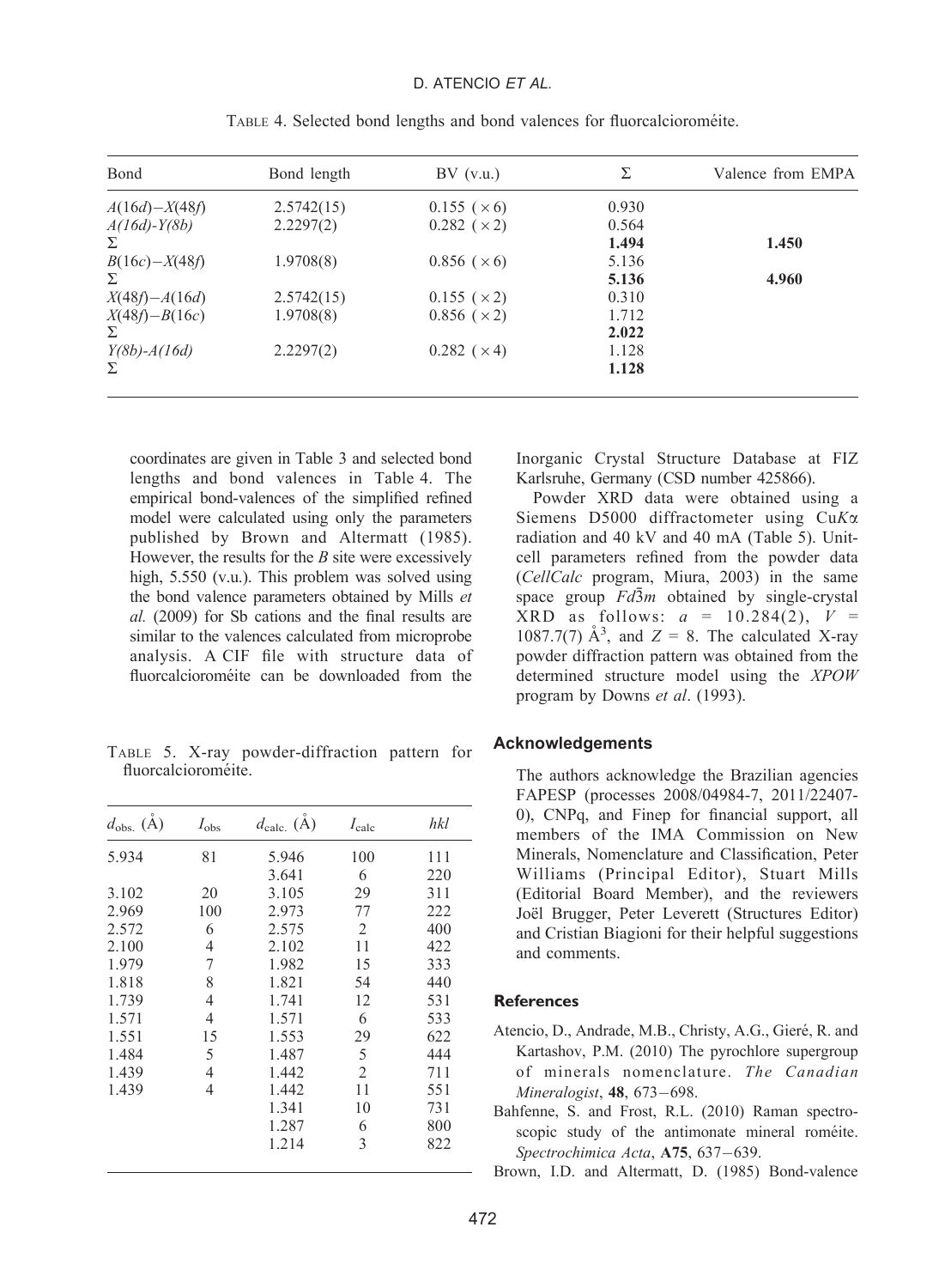TABLE 4. Selected bond lengths and bond valences for fluorcalcioroméite.

| Bond | Bond length | BV (v.u.) | Σ | Valence from EMPA |
|---|---|---|---|---|
| $A(16d)-X(48f)$ | 2.5742(15) | 0.155 (×6) | 0.930 | |
| $A(16d)-Y(8b)$ | 2.2297(2) | 0.282 (×2) | 0.564 | |
| Σ | | | **1.494** | **1.450** |
| $B(16c)-X(48f)$ | 1.9708(8) | 0.856 (×6) | 5.136 | |
| Σ | | | **5.136** | **4.960** |
| $X(48f)-A(16d)$ | 2.5742(15) | 0.155 (×2) | 0.310 | |
| $X(48f)-B(16c)$ | 1.9708(8) | 0.856 (×2) | 1.712 | |
| Σ | | | **2.022** | |
| $Y(8b)-A(16d)$ | 2.2297(2) | 0.282 (×4) | 1.128 | |
| Σ | | | **1.128** | |

coordinates are given in Table 3 and selected bond lengths and bond valences in Table 4. The empirical bond-valences of the simplified refined model were calculated using only the parameters published by Brown and Altermatt (1985). However, the results for the *B* site were excessively high, 5.550 (v.u.). This problem was solved using the bond valence parameters obtained by Mills *et al.* (2009) for Sb cations and the final results are similar to the valences calculated from microprobe analysis. A CIF file with structure data of fluorcalcioroméite can be downloaded from the Inorganic Crystal Structure Database at FIZ Karlsruhe, Germany (CSD number 425866).

Powder XRD data were obtained using a Siemens D5000 diffractometer using Cu$K\alpha$ radiation and 40 kV and 40 mA (Table 5). Unit-cell parameters refined from the powder data (*CellCalc* program, Miura, 2003) in the same space group $Fd\bar{3}m$ obtained by single-crystal XRD as follows: $a$ = 10.284(2), $V$ = 1087.7(7) Å$^3$, and $Z$ = 8. The calculated X-ray powder diffraction pattern was obtained from the determined structure model using the *XPOW* program by Downs *et al*. (1993).

TABLE 5. X-ray powder-diffraction pattern for fluorcalcioroméite.

| $d_{obs.}$ (Å) | $I_{obs}$ | $d_{calc.}$ (Å) | $I_{calc}$ | *hkl* |
|---|---|---|---|---|
| 5.934 | 81 | 5.946 | 100 | 111 |
| | | 3.641 | 6 | 220 |
| 3.102 | 20 | 3.105 | 29 | 311 |
| 2.969 | 100 | 2.973 | 77 | 222 |
| 2.572 | 6 | 2.575 | 2 | 400 |
| 2.100 | 4 | 2.102 | 11 | 422 |
| 1.979 | 7 | 1.982 | 15 | 333 |
| 1.818 | 8 | 1.821 | 54 | 440 |
| 1.739 | 4 | 1.741 | 12 | 531 |
| 1.571 | 4 | 1.571 | 6 | 533 |
| 1.551 | 15 | 1.553 | 29 | 622 |
| 1.484 | 5 | 1.487 | 5 | 444 |
| 1.439 | 4 | 1.442 | 2 | 711 |
| 1.439 | 4 | 1.442 | 11 | 551 |
| | | 1.341 | 10 | 731 |
| | | 1.287 | 6 | 800 |
| | | 1.214 | 3 | 822 |

## Acknowledgements

The authors acknowledge the Brazilian agencies FAPESP (processes 2008/04984-7, 2011/22407-0), CNPq, and Finep for financial support, all members of the IMA Commission on New Minerals, Nomenclature and Classification, Peter Williams (Principal Editor), Stuart Mills (Editorial Board Member), and the reviewers Joël Brugger, Peter Leverett (Structures Editor) and Cristian Biagioni for their helpful suggestions and comments.

## References

Atencio, D., Andrade, M.B., Christy, A.G., Gieré, R. and Kartashov, P.M. (2010) The pyrochlore supergroup of minerals nomenclature. *The Canadian Mineralogist*, **48**, 673–698.

Bahfenne, S. and Frost, R.L. (2010) Raman spectroscopic study of the antimonate mineral roméite. *Spectrochimica Acta*, **A75**, 637–639.

Brown, I.D. and Altermatt, D. (1985) Bond-valence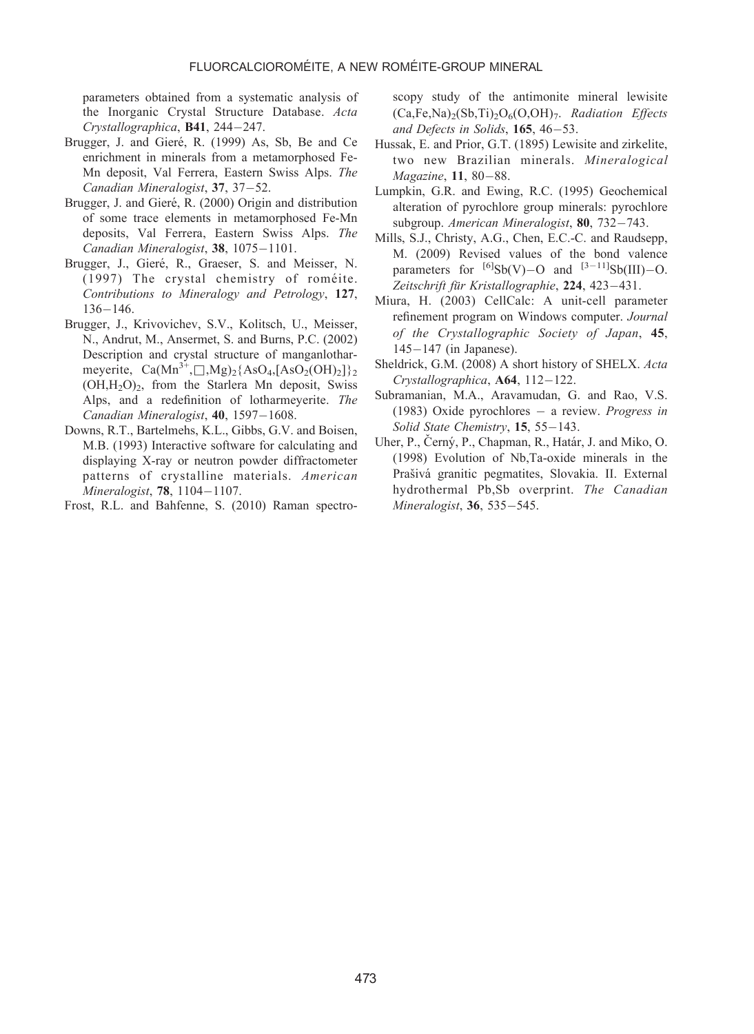parameters obtained from a systematic analysis of the Inorganic Crystal Structure Database. *Acta Crystallographica*, **B41**, 244−247.

Brugger, J. and Gieré, R. (1999) As, Sb, Be and Ce enrichment in minerals from a metamorphosed Fe-Mn deposit, Val Ferrera, Eastern Swiss Alps. *The Canadian Mineralogist*, **37**, 37−52.

Brugger, J. and Gieré, R. (2000) Origin and distribution of some trace elements in metamorphosed Fe-Mn deposits, Val Ferrera, Eastern Swiss Alps. *The Canadian Mineralogist*, **38**, 1075−1101.

Brugger, J., Gieré, R., Graeser, S. and Meisser, N. (1997) The crystal chemistry of roméite. *Contributions to Mineralogy and Petrology*, **127**, 136−146.

Brugger, J., Krivovichev, S.V., Kolitsch, U., Meisser, N., Andrut, M., Ansermet, S. and Burns, P.C. (2002) Description and crystal structure of manganlotharmeyerite, $Ca(Mn^{3+},\square,Mg)_2\{AsO_4,[AsO_2(OH)_2]\}_2(OH,H_2O)_2$, from the Starlera Mn deposit, Swiss Alps, and a redefinition of lotharmeyerite. *The Canadian Mineralogist*, **40**, 1597−1608.

Downs, R.T., Bartelmehs, K.L., Gibbs, G.V. and Boisen, M.B. (1993) Interactive software for calculating and displaying X-ray or neutron powder diffractometer patterns of crystalline materials. *American Mineralogist*, **78**, 1104−1107.

Frost, R.L. and Bahfenne, S. (2010) Raman spectroscopy study of the antimonite mineral lewisite $(Ca,Fe,Na)_2(Sb,Ti)_2O_6(O,OH)_7$. *Radiation Effects and Defects in Solids*, **165**, 46−53.

Hussak, E. and Prior, G.T. (1895) Lewisite and zirkelite, two new Brazilian minerals. *Mineralogical Magazine*, **11**, 80−88.

Lumpkin, G.R. and Ewing, R.C. (1995) Geochemical alteration of pyrochlore group minerals: pyrochlore subgroup. *American Mineralogist*, **80**, 732−743.

Mills, S.J., Christy, A.G., Chen, E.C.-C. and Raudsepp, M. (2009) Revised values of the bond valence parameters for $^{[6]}Sb(V)–O$ and $^{[3-11]}Sb(III)–O$. *Zeitschrift für Kristallographie*, **224**, 423−431.

Miura, H. (2003) CellCalc: A unit-cell parameter refinement program on Windows computer. *Journal of the Crystallographic Society of Japan*, **45**, 145−147 (in Japanese).

Sheldrick, G.M. (2008) A short history of SHELX. *Acta Crystallographica*, **A64**, 112−122.

Subramanian, M.A., Aravamudan, G. and Rao, V.S. (1983) Oxide pyrochlores − a review. *Progress in Solid State Chemistry*, **15**, 55−143.

Uher, P., Černý, P., Chapman, R., Határ, J. and Miko, O. (1998) Evolution of Nb,Ta-oxide minerals in the Prašivá granitic pegmatites, Slovakia. II. External hydrothermal Pb,Sb overprint. *The Canadian Mineralogist*, **36**, 535−545.